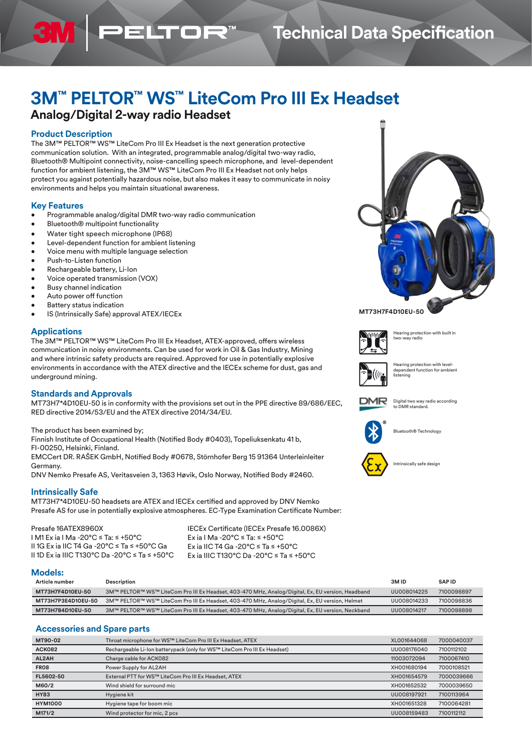# 3M™ PELTOR™ WS™ LiteCom Pro III Ex Headset

## Analog/Digital 2-way radio Headset

### Product Description

The 3M™ PELTOR™ WS™ LiteCom Pro III Ex Headset is the next generation protective communication solution. With an integrated, programmable analog/digital two-way radio, Bluetooth® Multipoint connectivity, noise-cancelling speech microphone, and level-dependent function for ambient listening, the 3M™ WS™ LiteCom Pro III Ex Headset not only helps protect you against potentially hazardous noise, but also makes it easy to communicate in noisy environments and helps you maintain situational awareness.

### Key Features

- Programmable analog/digital DMR two-way radio communication
- Bluetooth® multipoint functionality
- Water tight speech microphone (IP68)
- Level-dependent function for ambient listening
- Voice menu with multiple language selection
- Push-to-Listen function
- Rechargeable battery, Li-Ion
- Voice operated transmission (VOX)
- Busy channel indication
- Auto power off function
- Battery status indication
- IS (Intrinsically Safe) approval ATEX/IECEx

MT73H7F4D10EU-50

Hearing protection with built in two-way radio

Hearing protection with level-dependent function for ambient listening

Digital two way radio according to DMR standard.

Bluetooth® Technology

Intrinsically safe design

### Applications

The 3M™ PELTOR™ WS™ LiteCom Pro III Ex Headset, ATEX-approved, offers wireless communication in noisy environments. Can be used for work in Oil & Gas Industry, Mining and where intrinsic safety products are required. Approved for use in potentially explosive environments in accordance with the ATEX directive and the IECEx scheme for dust, gas and underground mining.

### Standards and Approvals

MT73H7*4D10EU-50 is in conformity with the provisions set out in the PPE directive 89/686/EEC, RED directive 2014/53/EU and the ATEX directive 2014/34/EU.

The product has been examined by;
Finnish Institute of Occupational Health (Notified Body #0403), Topeliuksenkatu 41 b, FI-00250, Helsinki, Finland.
EMCCert DR. RAŠEK GmbH, Notified Body #0678, Störnhofer Berg 15 91364 Unterleinleiter Germany.
DNV Nemko Presafe AS, Veritasveien 3, 1363 Høvik, Oslo Norway, Notified Body #2460.

### Intrinsically Safe

MT73H7*4D10EU-50 headsets are ATEX and IECEx certified and approved by DNV Nemko Presafe AS for use in potentially explosive atmospheres. EC-Type Examination Certificate Number:

Presafe 16ATEX8960X
I M1 Ex ia I Ma -20°C ≤ Ta: ≤ +50°C
II 1G Ex ia IIC T4 Ga -20°C ≤ Ta ≤ +50°C Ga
II 1D Ex ia IIIC T130°C Da -20°C ≤ Ta ≤ +50°C

IECEx Certificate (IECEx Presafe 16.0086X)
Ex ia I Ma -20°C ≤ Ta: ≤ +50°C
Ex ia IIC T4 Ga -20°C ≤ Ta ≤ +50°C
Ex ia IIIC T130°C Da -20°C ≤ Ta ≤ +50°C

### Models:

| Article number | Description | 3M ID | SAP ID |
|---|---|---|---|
| MT73H7F4D10EU-50 | 3M™ PELTOR™ WS™ LiteCom Pro III Ex Headset, 403-470 MHz, Analog/Digital, Ex, EU version, Headband | UU008014225 | 7100098897 |
| MT73H7P3E4D10EU-50 | 3M™ PELTOR™ WS™ LiteCom Pro III Ex Headset, 403-470 MHz, Analog/Digital, Ex, EU version, Helmet | UU008014233 | 7100098836 |
| MT73H7B4D10EU-50 | 3M™ PELTOR™ WS™ LiteCom Pro III Ex Headset, 403-470 MHz, Analog/Digital, Ex, EU version, Neckband | UU008014217 | 7100098898 |

### Accessories and Spare parts

| | | | |
|---|---|---|---|
| MT90-02 | Throat microphone for WS™ LiteCom Pro III Ex Headset, ATEX | XL001644068 | 7000040037 |
| ACK082 | Rechargeable Li-Ion batterypack (only for WS™ LiteCom Pro III Ex Headset) | UU008176040 | 7100112102 |
| AL2AH | Charge cable for ACK082 | 11003072094 | 7100067410 |
| FR08 | Power Supply for AL2AH | XH001680194 | 7000108521 |
| FL5602-50 | External PTT for WS™ LiteCom Pro III Ex Headset, ATEX | XH001654579 | 7000039666 |
| M60/2 | Wind shield for surround mic | XH001652532 | 7000039650 |
| HY83 | Hygiene kit | UU008197921 | 7100113964 |
| HYM1000 | Hygiene tape for boom mic | XH001651328 | 7100064281 |
| M171/2 | Wind protector for mic, 2 pcs | UU008159483 | 7100112112 |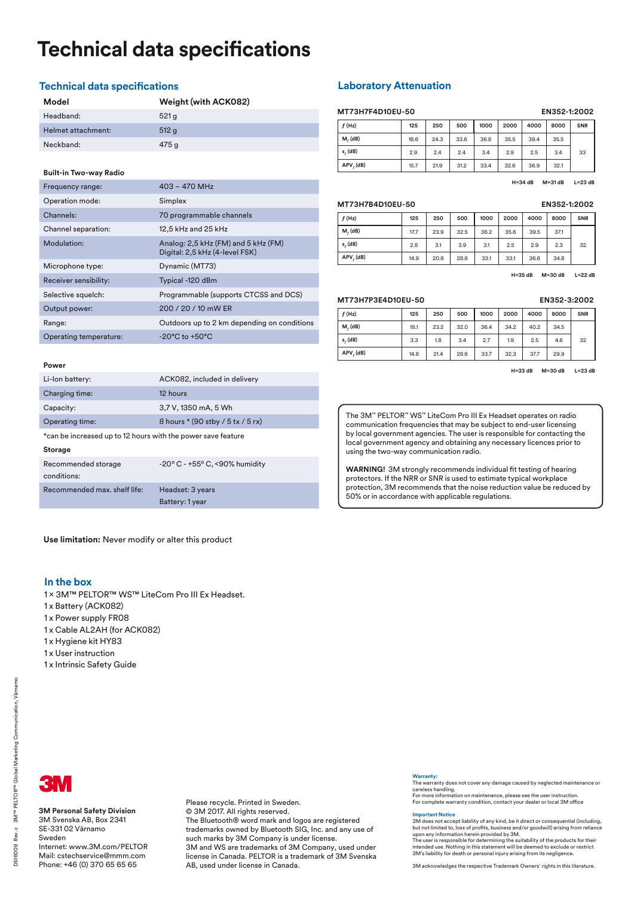# Technical data specifications

## Technical data specifications

| Model | Weight (with ACK082) |
|---|---|
| Headband: | 521 g |
| Helmet attachment: | 512 g |
| Neckband: | 475 g |

**Built-in Two-way Radio**

| | |
|---|---|
| Frequency range: | 403 – 470 MHz |
| Operation mode: | Simplex |
| Channels: | 70 programmable channels |
| Channel separation: | 12,5 kHz and 25 kHz |
| Modulation: | Analog: 2,5 kHz (FM) and 5 kHz (FM)<br>Digital: 2,5 kHz (4-level FSK) |
| Microphone type: | Dynamic (MT73) |
| Receiver sensibility: | Typical -120 dBm |
| Selective squelch: | Programmable (supports CTCSS and DCS) |
| Output power: | 200 / 20 / 10 mW ER |
| Range: | Outdoors up to 2 km depending on conditions |
| Operating temperature: | -20°C to +50°C |

**Power**

| | |
|---|---|
| Li-Ion battery: | ACK082, included in delivery |
| Charging time: | 12 hours |
| Capacity: | 3,7 V, 1350 mA, 5 Wh |
| Operating time: | 8 hours * (90 stby / 5 tx / 5 rx) |

*can be increased up to 12 hours with the power save feature

**Storage**

| | |
|---|---|
| Recommended storage conditions: | -20° C - +55° C, <90% humidity |
| Recommended max. shelf life: | Headset: 3 years<br>Battery: 1 year |

**Use limitation:** Never modify or alter this product

## Laboratory Attenuation

**MT73H7F4D10EU-50** — EN352-1:2002

| $f$ (Hz) | 125 | 250 | 500 | 1000 | 2000 | 4000 | 8000 | SNR |
|---|---|---|---|---|---|---|---|---|
| $M_f$ (dB) | 18.6 | 24.3 | 33.6 | 36.8 | 35.5 | 39.4 | 35.5 | 33 |
| $s_f$ (dB) | 2.9 | 2.4 | 2.4 | 3.4 | 2.9 | 2.5 | 3.4 | |
| $APV_f$ (dB) | 15.7 | 21.9 | 31.2 | 33.4 | 32.6 | 36.9 | 32.1 | |

H=34 dB M=31 dB L=23 dB

**MT73H7B4D10EU-50** — EN352-1:2002

| $f$ (Hz) | 125 | 250 | 500 | 1000 | 2000 | 4000 | 8000 | SNR |
|---|---|---|---|---|---|---|---|---|
| $M_f$ (dB) | 17.7 | 23.9 | 32.5 | 36.2 | 35.6 | 39.5 | 37.1 | 32 |
| $s_f$ (dB) | 2.8 | 3.1 | 3.9 | 3.1 | 2.5 | 2.9 | 2.3 | |
| $APV_f$ (dB) | 14.9 | 20.8 | 28.6 | 33.1 | 33.1 | 36.6 | 34.8 | |

H=35 dB M=30 dB L=22 dB

**MT73H7P3E4D10EU-50** — EN352-3:2002

| $f$ (Hz) | 125 | 250 | 500 | 1000 | 2000 | 4000 | 8000 | SNR |
|---|---|---|---|---|---|---|---|---|
| $M_f$ (dB) | 18.1 | 23.2 | 32.0 | 36.4 | 34.2 | 40.2 | 34.5 | 32 |
| $s_f$ (dB) | 3.3 | 1.8 | 3.4 | 2.7 | 1.9 | 2.5 | 4.6 | |
| $APV_f$ (dB) | 14.8 | 21.4 | 28.6 | 33.7 | 32.3 | 37.7 | 29.9 | |

H=33 dB M=30 dB L=23 dB

The 3M™ PELTOR™ WS™ LiteCom Pro III Ex Headset operates on radio communication frequencies that may be subject to end-user licensing by local government agencies. The user is responsible for contacting the local government agency and obtaining any necessary licences prior to using the two-way communication radio.

**WARNING!** 3M strongly recommends individual fit testing of hearing protectors. If the NRR or SNR is used to estimate typical workplace protection, 3M recommends that the noise reduction value be reduced by 50% or in accordance with applicable regulations.

## In the box

1 x 3M™ PELTOR™ WS™ LiteCom Pro III Ex Headset.
1 x Battery (ACK082)
1 x Power supply FR08
1 x Cable AL2AH (for ACK082)
1 x Hygiene kit HY83
1 x User instruction
1 x Intrinsic Safety Guide

**3M Personal Safety Division**
3M Svenska AB, Box 2341
SE-331 02 Värnamo
Sweden
Internet: www.3M.com/PELTOR
Mail: cstechservice@mmm.com
Phone: +46 (0) 370 65 65 65

Please recycle. Printed in Sweden.
© 3M 2017. All rights reserved.
The Bluetooth® word mark and logos are registered trademarks owned by Bluetooth SIG, Inc. and any use of such marks by 3M Company is under license.
3M and WS are trademarks of 3M Company, used under license in Canada. PELTOR is a trademark of 3M Svenska AB, used under license in Canada.

**Warranty:**
The warranty does not cover any damage caused by neglected maintenance or careless handling.
For more information on maintenance, please see the user instruction.
For complete warranty condition, contact your dealer or local 3M office

**Important Notice**
3M does not accept liability of any kind, be it direct or consequential (including, but not limited to, loss of profits, business and/or goodwill) arising from reliance upon any information herein provided by 3M.
The user is responsible for determining the suitability of the products for their intended use. Nothing in this statement will be deemed to exclude or restrict 3M's liability for death or personal injury arising from its negligence.

3M acknowledges the respective Trademark Owners' rights in this literature.

DS16009 Rev. c 3M™ PELTOR™ Global Marketing Communication, Värnamo